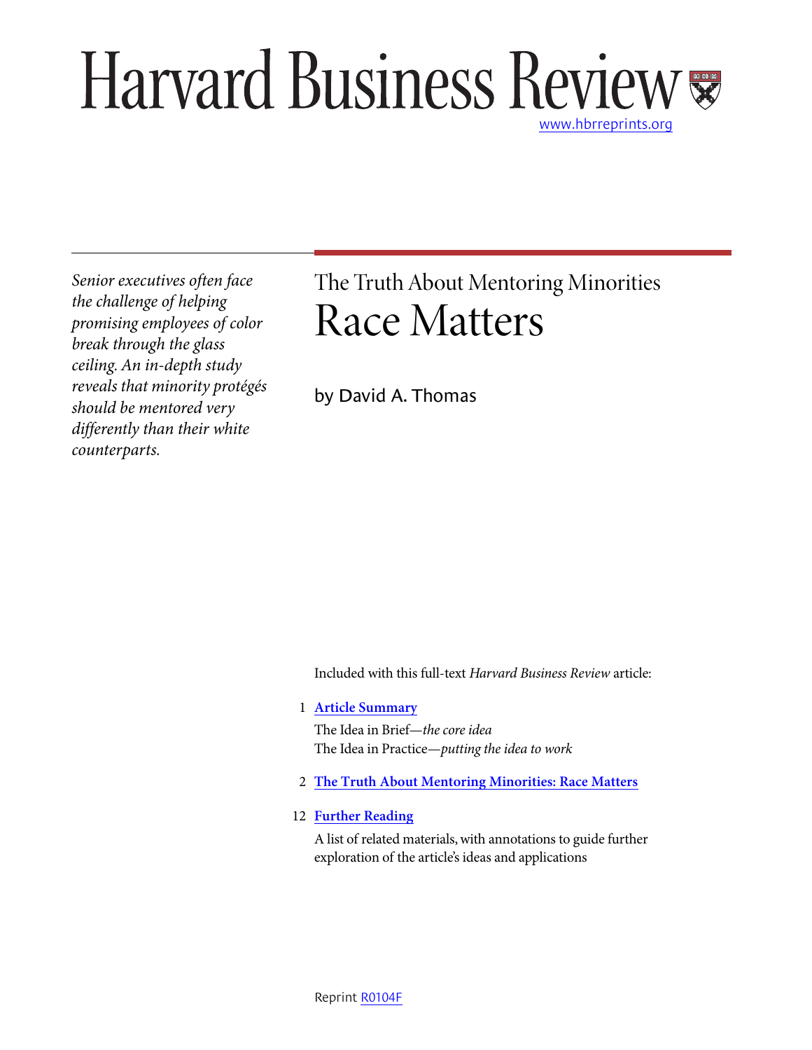# Harvard Business Review

www.hbrreprints.org

*Senior executives often face the challenge of helping promising employees of color break through the glass ceiling. An in-depth study reveals that minority protégés should be mentored very differently than their white counterparts.*

## The Truth About Mentoring Minorities

# Race Matters

by David A. Thomas

Included with this full-text *Harvard Business Review* article:

1 **Article Summary**

The Idea in Brief—*the core idea*

The Idea in Practice—*putting the idea to work*

2 **The Truth About Mentoring Minorities: Race Matters**

12 **Further Reading**

A list of related materials, with annotations to guide further exploration of the article's ideas and applications

Reprint R0104F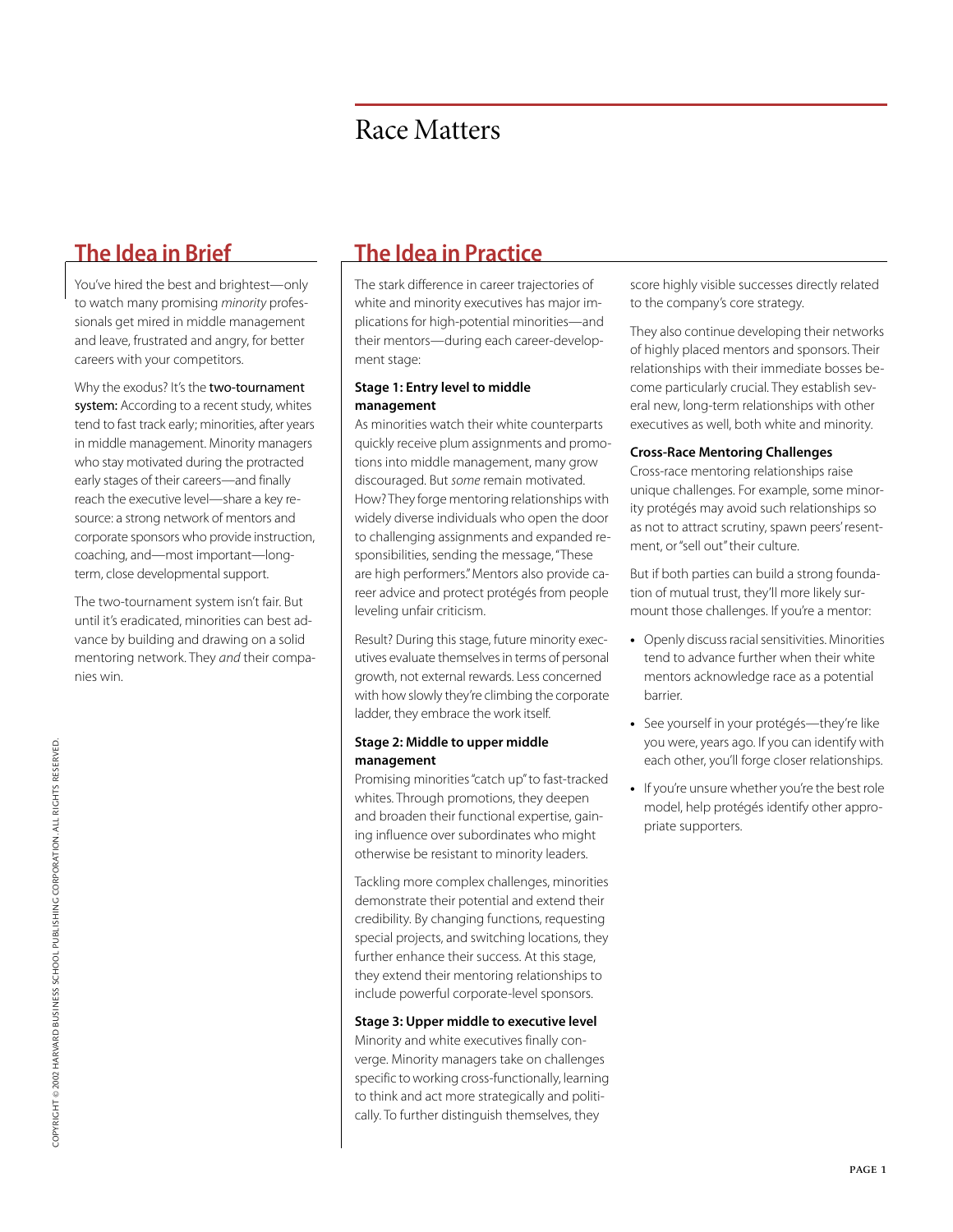# Race Matters

## The Idea in Brief

You've hired the best and brightest—only to watch many promising *minority* professionals get mired in middle management and leave, frustrated and angry, for better careers with your competitors.

Why the exodus? It's the **two-tournament system:** According to a recent study, whites tend to fast track early; minorities, after years in middle management. Minority managers who stay motivated during the protracted early stages of their careers—and finally reach the executive level—share a key resource: a strong network of mentors and corporate sponsors who provide instruction, coaching, and—most important—long-term, close developmental support.

The two-tournament system isn't fair. But until it's eradicated, minorities can best advance by building and drawing on a solid mentoring network. They *and* their companies win.

## The Idea in Practice

The stark difference in career trajectories of white and minority executives has major implications for high-potential minorities—and their mentors—during each career-development stage:

**Stage 1: Entry level to middle management**

As minorities watch their white counterparts quickly receive plum assignments and promotions into middle management, many grow discouraged. But *some* remain motivated. How? They forge mentoring relationships with widely diverse individuals who open the door to challenging assignments and expanded responsibilities, sending the message, "These are high performers." Mentors also provide career advice and protect protégés from people leveling unfair criticism.

Result? During this stage, future minority executives evaluate themselves in terms of personal growth, not external rewards. Less concerned with how slowly they're climbing the corporate ladder, they embrace the work itself.

**Stage 2: Middle to upper middle management**

Promising minorities "catch up" to fast-tracked whites. Through promotions, they deepen and broaden their functional expertise, gaining influence over subordinates who might otherwise be resistant to minority leaders.

Tackling more complex challenges, minorities demonstrate their potential and extend their credibility. By changing functions, requesting special projects, and switching locations, they further enhance their success. At this stage, they extend their mentoring relationships to include powerful corporate-level sponsors.

**Stage 3: Upper middle to executive level**

Minority and white executives finally converge. Minority managers take on challenges specific to working cross-functionally, learning to think and act more strategically and politically. To further distinguish themselves, they score highly visible successes directly related to the company's core strategy.

They also continue developing their networks of highly placed mentors and sponsors. Their relationships with their immediate bosses become particularly crucial. They establish several new, long-term relationships with other executives as well, both white and minority.

**Cross-Race Mentoring Challenges**

Cross-race mentoring relationships raise unique challenges. For example, some minority protégés may avoid such relationships so as not to attract scrutiny, spawn peers' resentment, or "sell out" their culture.

But if both parties can build a strong foundation of mutual trust, they'll more likely surmount those challenges. If you're a mentor:

- Openly discuss racial sensitivities. Minorities tend to advance further when their white mentors acknowledge race as a potential barrier.
- See yourself in your protégés—they're like you were, years ago. If you can identify with each other, you'll forge closer relationships.
- If you're unsure whether you're the best role model, help protégés identify other appropriate supporters.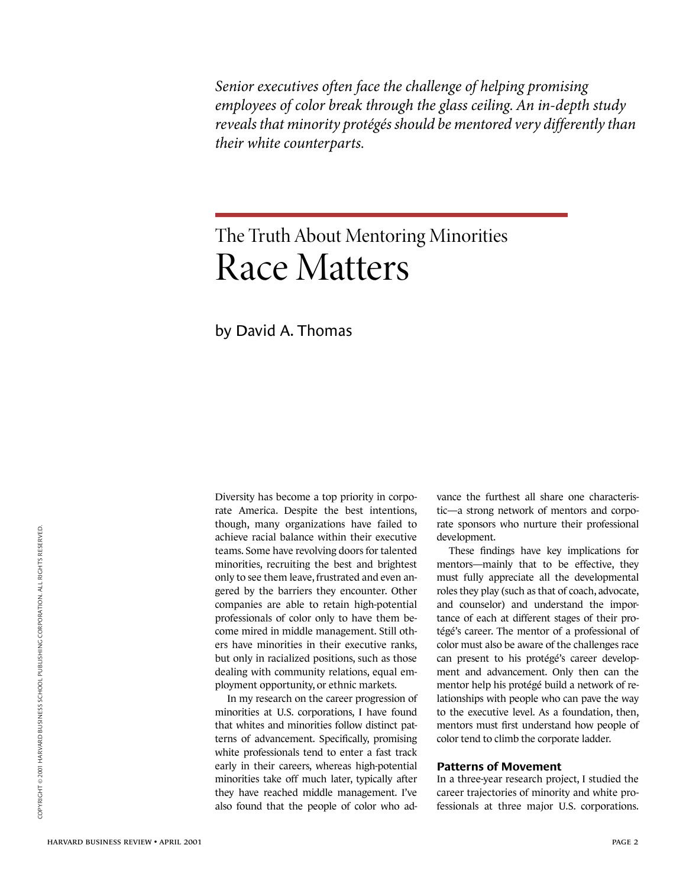*Senior executives often face the challenge of helping promising employees of color break through the glass ceiling. An in-depth study reveals that minority protégés should be mentored very differently than their white counterparts.*

# The Truth About Mentoring Minorities
# Race Matters

by David A. Thomas

Diversity has become a top priority in corporate America. Despite the best intentions, though, many organizations have failed to achieve racial balance within their executive teams. Some have revolving doors for talented minorities, recruiting the best and brightest only to see them leave, frustrated and even angered by the barriers they encounter. Other companies are able to retain high-potential professionals of color only to have them become mired in middle management. Still others have minorities in their executive ranks, but only in racialized positions, such as those dealing with community relations, equal employment opportunity, or ethnic markets.

In my research on the career progression of minorities at U.S. corporations, I have found that whites and minorities follow distinct patterns of advancement. Specifically, promising white professionals tend to enter a fast track early in their careers, whereas high-potential minorities take off much later, typically after they have reached middle management. I've also found that the people of color who advance the furthest all share one characteristic—a strong network of mentors and corporate sponsors who nurture their professional development.

These findings have key implications for mentors—mainly that to be effective, they must fully appreciate all the developmental roles they play (such as that of coach, advocate, and counselor) and understand the importance of each at different stages of their protégé's career. The mentor of a professional of color must also be aware of the challenges race can present to his protégé's career development and advancement. Only then can the mentor help his protégé build a network of relationships with people who can pave the way to the executive level. As a foundation, then, mentors must first understand how people of color tend to climb the corporate ladder.

### Patterns of Movement

In a three-year research project, I studied the career trajectories of minority and white professionals at three major U.S. corporations.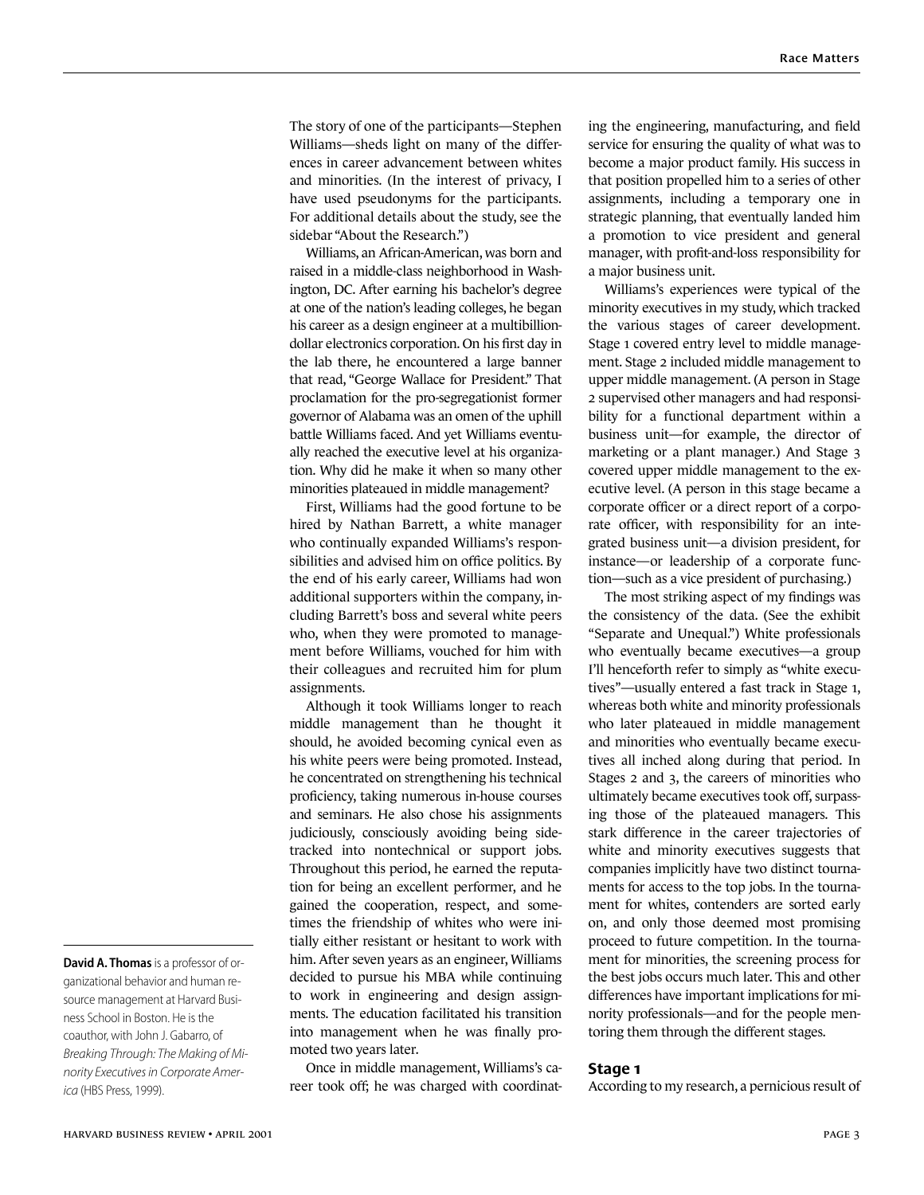The story of one of the participants—Stephen Williams—sheds light on many of the differences in career advancement between whites and minorities. (In the interest of privacy, I have used pseudonyms for the participants. For additional details about the study, see the sidebar "About the Research.")

Williams, an African-American, was born and raised in a middle-class neighborhood in Washington, DC. After earning his bachelor's degree at one of the nation's leading colleges, he began his career as a design engineer at a multibillion-dollar electronics corporation. On his first day in the lab there, he encountered a large banner that read, "George Wallace for President." That proclamation for the pro-segregationist former governor of Alabama was an omen of the uphill battle Williams faced. And yet Williams eventually reached the executive level at his organization. Why did he make it when so many other minorities plateaued in middle management?

First, Williams had the good fortune to be hired by Nathan Barrett, a white manager who continually expanded Williams's responsibilities and advised him on office politics. By the end of his early career, Williams had won additional supporters within the company, including Barrett's boss and several white peers who, when they were promoted to management before Williams, vouched for him with their colleagues and recruited him for plum assignments.

Although it took Williams longer to reach middle management than he thought it should, he avoided becoming cynical even as his white peers were being promoted. Instead, he concentrated on strengthening his technical proficiency, taking numerous in-house courses and seminars. He also chose his assignments judiciously, consciously avoiding being sidetracked into nontechnical or support jobs. Throughout this period, he earned the reputation for being an excellent performer, and he gained the cooperation, respect, and sometimes the friendship of whites who were initially either resistant or hesitant to work with him. After seven years as an engineer, Williams decided to pursue his MBA while continuing to work in engineering and design assignments. The education facilitated his transition into management when he was finally promoted two years later.

Once in middle management, Williams's career took off; he was charged with coordinating the engineering, manufacturing, and field service for ensuring the quality of what was to become a major product family. His success in that position propelled him to a series of other assignments, including a temporary one in strategic planning, that eventually landed him a promotion to vice president and general manager, with profit-and-loss responsibility for a major business unit.

Williams's experiences were typical of the minority executives in my study, which tracked the various stages of career development. Stage 1 covered entry level to middle management. Stage 2 included middle management to upper middle management. (A person in Stage 2 supervised other managers and had responsibility for a functional department within a business unit—for example, the director of marketing or a plant manager.) And Stage 3 covered upper middle management to the executive level. (A person in this stage became a corporate officer or a direct report of a corporate officer, with responsibility for an integrated business unit—a division president, for instance—or leadership of a corporate function—such as a vice president of purchasing.)

The most striking aspect of my findings was the consistency of the data. (See the exhibit "Separate and Unequal.") White professionals who eventually became executives—a group I'll henceforth refer to simply as "white executives"—usually entered a fast track in Stage 1, whereas both white and minority professionals who later plateaued in middle management and minorities who eventually became executives all inched along during that period. In Stages 2 and 3, the careers of minorities who ultimately became executives took off, surpassing those of the plateaued managers. This stark difference in the career trajectories of white and minority executives suggests that companies implicitly have two distinct tournaments for access to the top jobs. In the tournament for whites, contenders are sorted early on, and only those deemed most promising proceed to future competition. In the tournament for minorities, the screening process for the best jobs occurs much later. This and other differences have important implications for minority professionals—and for the people mentoring them through the different stages.

## Stage 1

According to my research, a pernicious result of

---

**David A. Thomas** is a professor of organizational behavior and human resource management at Harvard Business School in Boston. He is the coauthor, with John J. Gabarro, of *Breaking Through: The Making of Minority Executives in Corporate America* (HBS Press, 1999).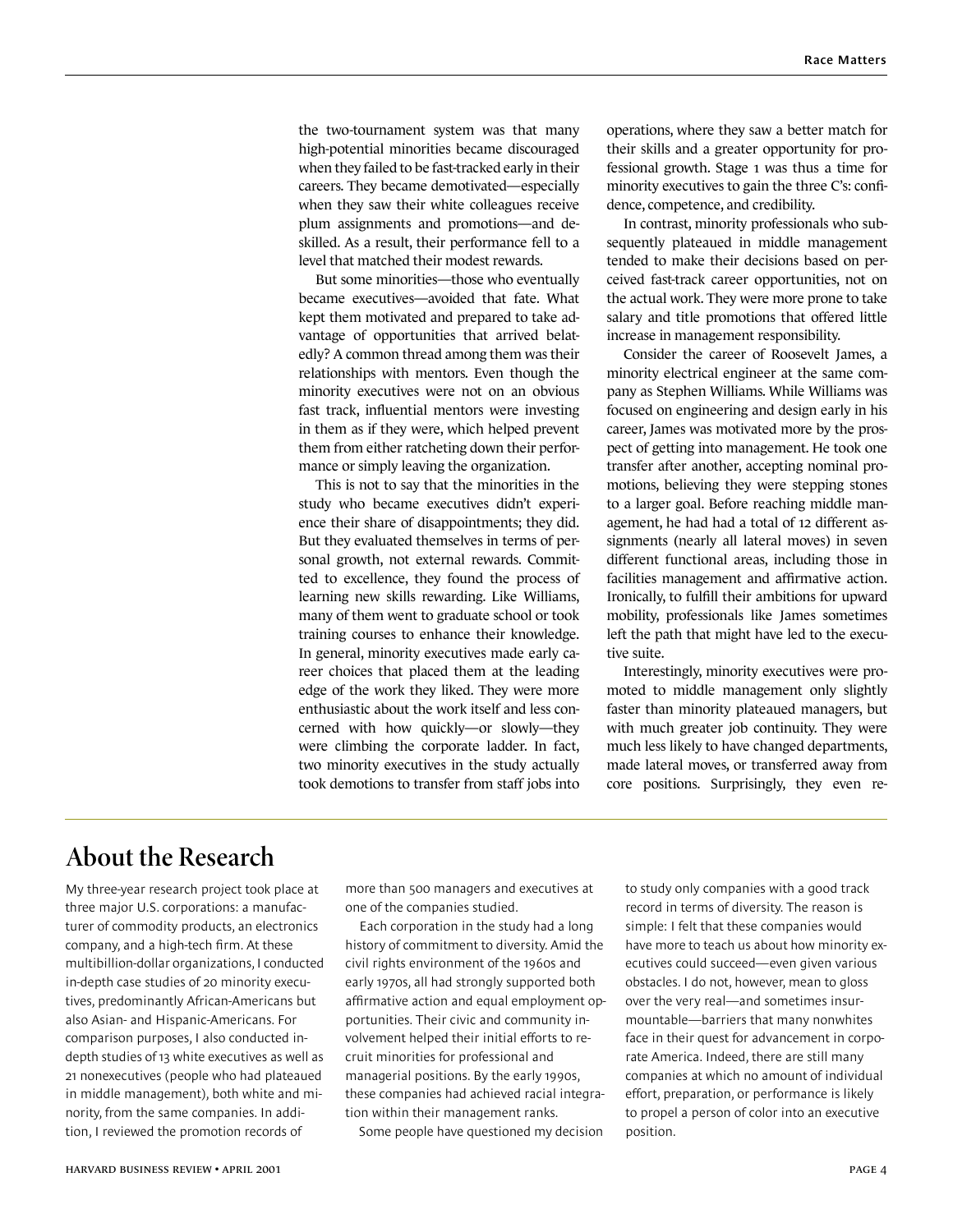the two-tournament system was that many high-potential minorities became discouraged when they failed to be fast-tracked early in their careers. They became demotivated—especially when they saw their white colleagues receive plum assignments and promotions—and deskilled. As a result, their performance fell to a level that matched their modest rewards.

But some minorities—those who eventually became executives—avoided that fate. What kept them motivated and prepared to take advantage of opportunities that arrived belatedly? A common thread among them was their relationships with mentors. Even though the minority executives were not on an obvious fast track, influential mentors were investing in them as if they were, which helped prevent them from either ratcheting down their performance or simply leaving the organization.

This is not to say that the minorities in the study who became executives didn't experience their share of disappointments; they did. But they evaluated themselves in terms of personal growth, not external rewards. Committed to excellence, they found the process of learning new skills rewarding. Like Williams, many of them went to graduate school or took training courses to enhance their knowledge. In general, minority executives made early career choices that placed them at the leading edge of the work they liked. They were more enthusiastic about the work itself and less concerned with how quickly—or slowly—they were climbing the corporate ladder. In fact, two minority executives in the study actually took demotions to transfer from staff jobs into operations, where they saw a better match for their skills and a greater opportunity for professional growth. Stage 1 was thus a time for minority executives to gain the three C's: confidence, competence, and credibility.

In contrast, minority professionals who subsequently plateaued in middle management tended to make their decisions based on perceived fast-track career opportunities, not on the actual work. They were more prone to take salary and title promotions that offered little increase in management responsibility.

Consider the career of Roosevelt James, a minority electrical engineer at the same company as Stephen Williams. While Williams was focused on engineering and design early in his career, James was motivated more by the prospect of getting into management. He took one transfer after another, accepting nominal promotions, believing they were stepping stones to a larger goal. Before reaching middle management, he had had a total of 12 different assignments (nearly all lateral moves) in seven different functional areas, including those in facilities management and affirmative action. Ironically, to fulfill their ambitions for upward mobility, professionals like James sometimes left the path that might have led to the executive suite.

Interestingly, minority executives were promoted to middle management only slightly faster than minority plateaued managers, but with much greater job continuity. They were much less likely to have changed departments, made lateral moves, or transferred away from core positions. Surprisingly, they even re-

## About the Research

My three-year research project took place at three major U.S. corporations: a manufacturer of commodity products, an electronics company, and a high-tech firm. At these multibillion-dollar organizations, I conducted in-depth case studies of 20 minority executives, predominantly African-Americans but also Asian- and Hispanic-Americans. For comparison purposes, I also conducted in-depth studies of 13 white executives as well as 21 nonexecutives (people who had plateaued in middle management), both white and minority, from the same companies. In addition, I reviewed the promotion records of more than 500 managers and executives at one of the companies studied.

Each corporation in the study had a long history of commitment to diversity. Amid the civil rights environment of the 1960s and early 1970s, all had strongly supported both affirmative action and equal employment opportunities. Their civic and community involvement helped their initial efforts to recruit minorities for professional and managerial positions. By the early 1990s, these companies had achieved racial integration within their management ranks.

Some people have questioned my decision to study only companies with a good track record in terms of diversity. The reason is simple: I felt that these companies would have more to teach us about how minority executives could succeed—even given various obstacles. I do not, however, mean to gloss over the very real—and sometimes insurmountable—barriers that many nonwhites face in their quest for advancement in corporate America. Indeed, there are still many companies at which no amount of individual effort, preparation, or performance is likely to propel a person of color into an executive position.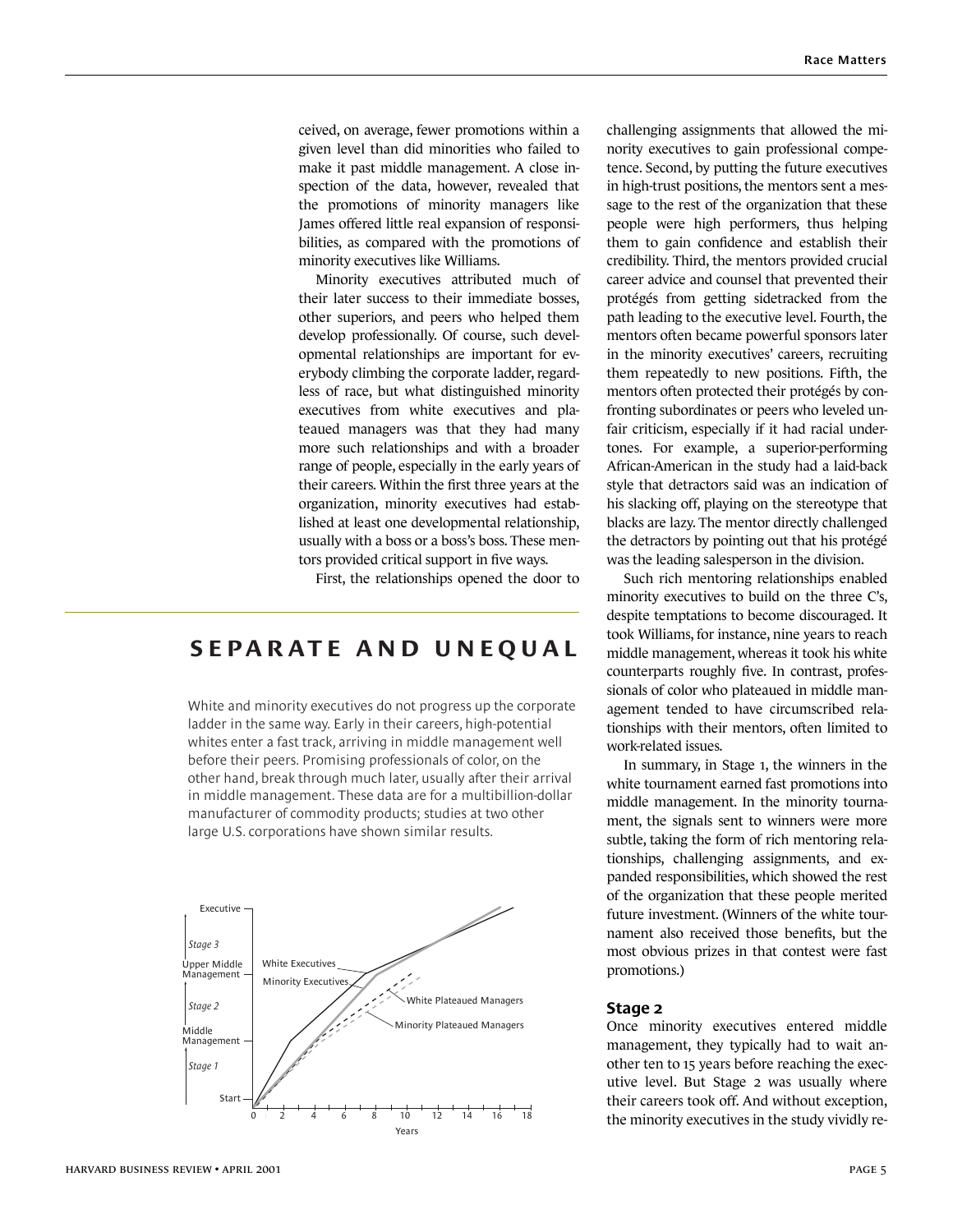ceived, on average, fewer promotions within a given level than did minorities who failed to make it past middle management. A close inspection of the data, however, revealed that the promotions of minority managers like James offered little real expansion of responsibilities, as compared with the promotions of minority executives like Williams.

Minority executives attributed much of their later success to their immediate bosses, other superiors, and peers who helped them develop professionally. Of course, such developmental relationships are important for everybody climbing the corporate ladder, regardless of race, but what distinguished minority executives from white executives and plateaued managers was that they had many more such relationships and with a broader range of people, especially in the early years of their careers. Within the first three years at the organization, minority executives had established at least one developmental relationship, usually with a boss or a boss's boss. These mentors provided critical support in five ways.

First, the relationships opened the door to challenging assignments that allowed the minority executives to gain professional competence. Second, by putting the future executives in high-trust positions, the mentors sent a message to the rest of the organization that these people were high performers, thus helping them to gain confidence and establish their credibility. Third, the mentors provided crucial career advice and counsel that prevented their protégés from getting sidetracked from the path leading to the executive level. Fourth, the mentors often became powerful sponsors later in the minority executives' careers, recruiting them repeatedly to new positions. Fifth, the mentors often protected their protégés by confronting subordinates or peers who leveled unfair criticism, especially if it had racial undertones. For example, a superior-performing African-American in the study had a laid-back style that detractors said was an indication of his slacking off, playing on the stereotype that blacks are lazy. The mentor directly challenged the detractors by pointing out that his protégé was the leading salesperson in the division.

Such rich mentoring relationships enabled minority executives to build on the three C's, despite temptations to become discouraged. It took Williams, for instance, nine years to reach middle management, whereas it took his white counterparts roughly five. In contrast, professionals of color who plateaued in middle management tended to have circumscribed relationships with their mentors, often limited to work-related issues.

In summary, in Stage 1, the winners in the white tournament earned fast promotions into middle management. In the minority tournament, the signals sent to winners were more subtle, taking the form of rich mentoring relationships, challenging assignments, and expanded responsibilities, which showed the rest of the organization that these people merited future investment. (Winners of the white tournament also received those benefits, but the most obvious prizes in that contest were fast promotions.)

## SEPARATE AND UNEQUAL

White and minority executives do not progress up the corporate ladder in the same way. Early in their careers, high-potential whites enter a fast track, arriving in middle management well before their peers. Promising professionals of color, on the other hand, break through much later, usually after their arrival in middle management. These data are for a multibillion-dollar manufacturer of commodity products; studies at two other large U.S. corporations have shown similar results.

Executive
Stage 3
Upper Middle Management
Stage 2
Middle Management
Stage 1
Start

White Executives
Minority Executives
White Plateaued Managers
Minority Plateaued Managers

0 2 4 6 8 10 12 14 16 18
Years

### Stage 2

Once minority executives entered middle management, they typically had to wait another ten to 15 years before reaching the executive level. But Stage 2 was usually where their careers took off. And without exception, the minority executives in the study vividly re-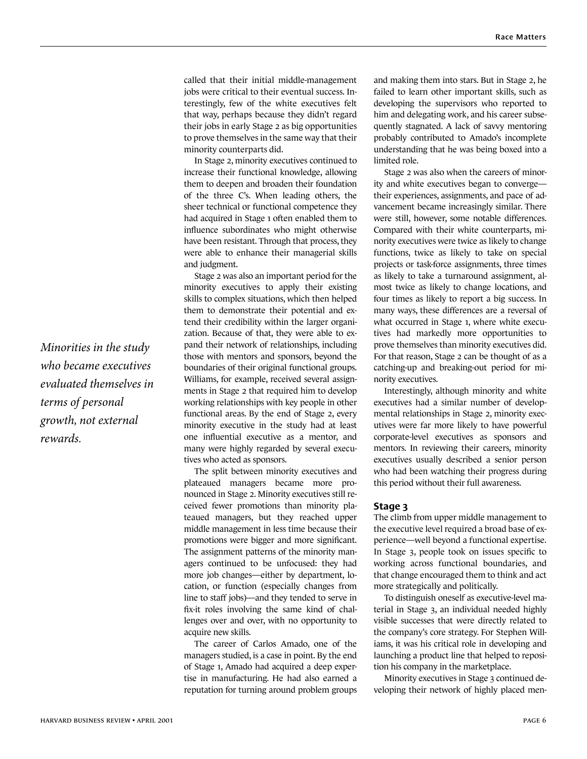called that their initial middle-management jobs were critical to their eventual success. Interestingly, few of the white executives felt that way, perhaps because they didn't regard their jobs in early Stage 2 as big opportunities to prove themselves in the same way that their minority counterparts did.

In Stage 2, minority executives continued to increase their functional knowledge, allowing them to deepen and broaden their foundation of the three C's. When leading others, the sheer technical or functional competence they had acquired in Stage 1 often enabled them to influence subordinates who might otherwise have been resistant. Through that process, they were able to enhance their managerial skills and judgment.

Stage 2 was also an important period for the minority executives to apply their existing skills to complex situations, which then helped them to demonstrate their potential and extend their credibility within the larger organization. Because of that, they were able to expand their network of relationships, including those with mentors and sponsors, beyond the boundaries of their original functional groups. Williams, for example, received several assignments in Stage 2 that required him to develop working relationships with key people in other functional areas. By the end of Stage 2, every minority executive in the study had at least one influential executive as a mentor, and many were highly regarded by several executives who acted as sponsors.

*Minorities in the study who became executives evaluated themselves in terms of personal growth, not external rewards.*

The split between minority executives and plateaued managers became more pronounced in Stage 2. Minority executives still received fewer promotions than minority plateaued managers, but they reached upper middle management in less time because their promotions were bigger and more significant. The assignment patterns of the minority managers continued to be unfocused: they had more job changes—either by department, location, or function (especially changes from line to staff jobs)—and they tended to serve in fix-it roles involving the same kind of challenges over and over, with no opportunity to acquire new skills.

The career of Carlos Amado, one of the managers studied, is a case in point. By the end of Stage 1, Amado had acquired a deep expertise in manufacturing. He had also earned a reputation for turning around problem groups and making them into stars. But in Stage 2, he failed to learn other important skills, such as developing the supervisors who reported to him and delegating work, and his career subsequently stagnated. A lack of savvy mentoring probably contributed to Amado's incomplete understanding that he was being boxed into a limited role.

Stage 2 was also when the careers of minority and white executives began to converge—their experiences, assignments, and pace of advancement became increasingly similar. There were still, however, some notable differences. Compared with their white counterparts, minority executives were twice as likely to change functions, twice as likely to take on special projects or task-force assignments, three times as likely to take a turnaround assignment, almost twice as likely to change locations, and four times as likely to report a big success. In many ways, these differences are a reversal of what occurred in Stage 1, where white executives had markedly more opportunities to prove themselves than minority executives did. For that reason, Stage 2 can be thought of as a catching-up and breaking-out period for minority executives.

Interestingly, although minority and white executives had a similar number of developmental relationships in Stage 2, minority executives were far more likely to have powerful corporate-level executives as sponsors and mentors. In reviewing their careers, minority executives usually described a senior person who had been watching their progress during this period without their full awareness.

### Stage 3

The climb from upper middle management to the executive level required a broad base of experience—well beyond a functional expertise. In Stage 3, people took on issues specific to working across functional boundaries, and that change encouraged them to think and act more strategically and politically.

To distinguish oneself as executive-level material in Stage 3, an individual needed highly visible successes that were directly related to the company's core strategy. For Stephen Williams, it was his critical role in developing and launching a product line that helped to reposition his company in the marketplace.

Minority executives in Stage 3 continued developing their network of highly placed men-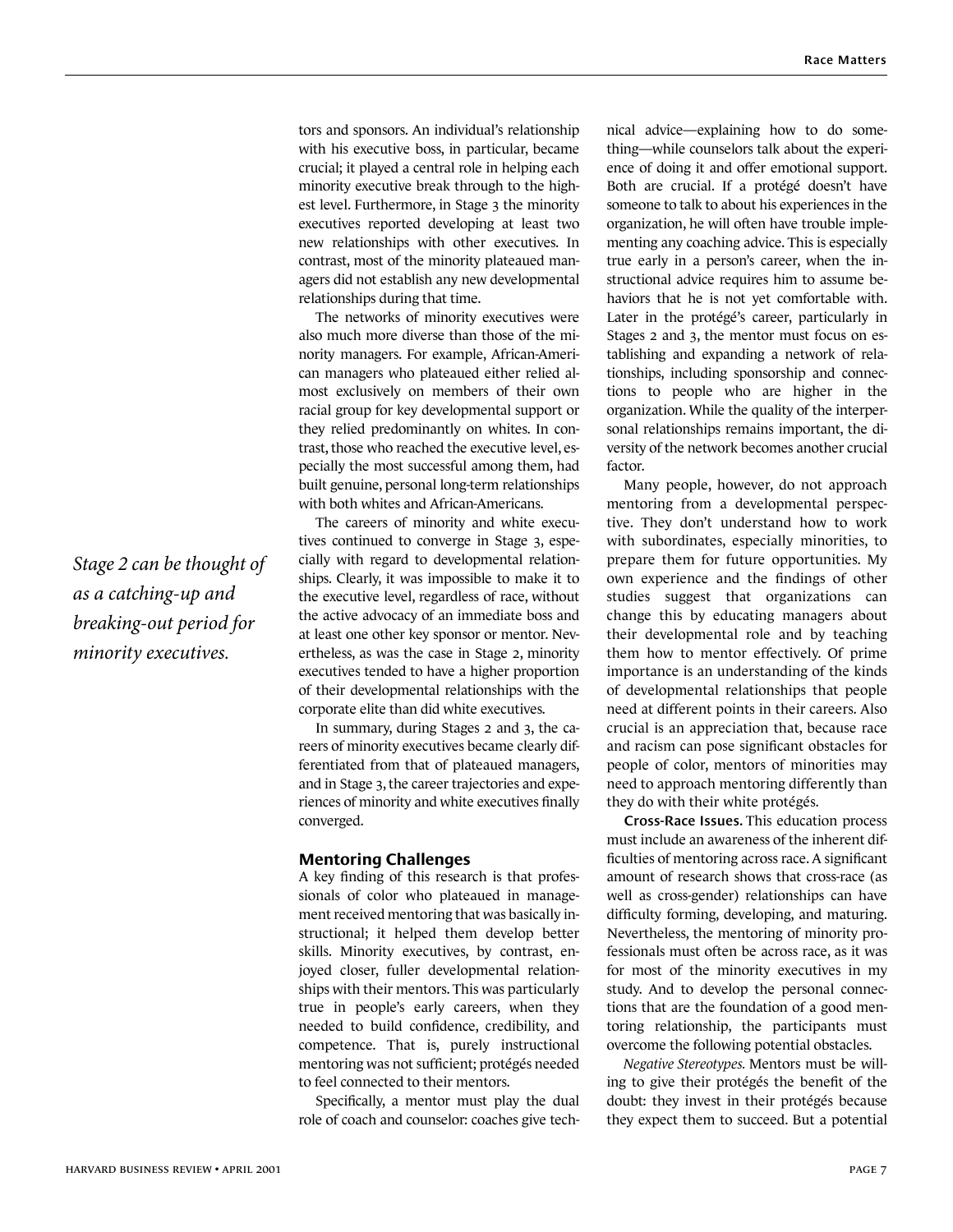tors and sponsors. An individual's relationship with his executive boss, in particular, became crucial; it played a central role in helping each minority executive break through to the highest level. Furthermore, in Stage 3 the minority executives reported developing at least two new relationships with other executives. In contrast, most of the minority plateaued managers did not establish any new developmental relationships during that time.

The networks of minority executives were also much more diverse than those of the minority managers. For example, African-American managers who plateaued either relied almost exclusively on members of their own racial group for key developmental support or they relied predominantly on whites. In contrast, those who reached the executive level, especially the most successful among them, had built genuine, personal long-term relationships with both whites and African-Americans.

The careers of minority and white executives continued to converge in Stage 3, especially with regard to developmental relationships. Clearly, it was impossible to make it to the executive level, regardless of race, without the active advocacy of an immediate boss and at least one other key sponsor or mentor. Nevertheless, as was the case in Stage 2, minority executives tended to have a higher proportion of their developmental relationships with the corporate elite than did white executives.

*Stage 2 can be thought of as a catching-up and breaking-out period for minority executives.*

In summary, during Stages 2 and 3, the careers of minority executives became clearly differentiated from that of plateaued managers, and in Stage 3, the career trajectories and experiences of minority and white executives finally converged.

### Mentoring Challenges

A key finding of this research is that professionals of color who plateaued in management received mentoring that was basically instructional; it helped them develop better skills. Minority executives, by contrast, enjoyed closer, fuller developmental relationships with their mentors. This was particularly true in people's early careers, when they needed to build confidence, credibility, and competence. That is, purely instructional mentoring was not sufficient; protégés needed to feel connected to their mentors.

Specifically, a mentor must play the dual role of coach and counselor: coaches give technical advice—explaining how to do something—while counselors talk about the experience of doing it and offer emotional support. Both are crucial. If a protégé doesn't have someone to talk to about his experiences in the organization, he will often have trouble implementing any coaching advice. This is especially true early in a person's career, when the instructional advice requires him to assume behaviors that he is not yet comfortable with. Later in the protégé's career, particularly in Stages 2 and 3, the mentor must focus on establishing and expanding a network of relationships, including sponsorship and connections to people who are higher in the organization. While the quality of the interpersonal relationships remains important, the diversity of the network becomes another crucial factor.

Many people, however, do not approach mentoring from a developmental perspective. They don't understand how to work with subordinates, especially minorities, to prepare them for future opportunities. My own experience and the findings of other studies suggest that organizations can change this by educating managers about their developmental role and by teaching them how to mentor effectively. Of prime importance is an understanding of the kinds of developmental relationships that people need at different points in their careers. Also crucial is an appreciation that, because race and racism can pose significant obstacles for people of color, mentors of minorities may need to approach mentoring differently than they do with their white protégés.

**Cross-Race Issues.** This education process must include an awareness of the inherent difficulties of mentoring across race. A significant amount of research shows that cross-race (as well as cross-gender) relationships can have difficulty forming, developing, and maturing. Nevertheless, the mentoring of minority professionals must often be across race, as it was for most of the minority executives in my study. And to develop the personal connections that are the foundation of a good mentoring relationship, the participants must overcome the following potential obstacles.

*Negative Stereotypes.* Mentors must be willing to give their protégés the benefit of the doubt: they invest in their protégés because they expect them to succeed. But a potential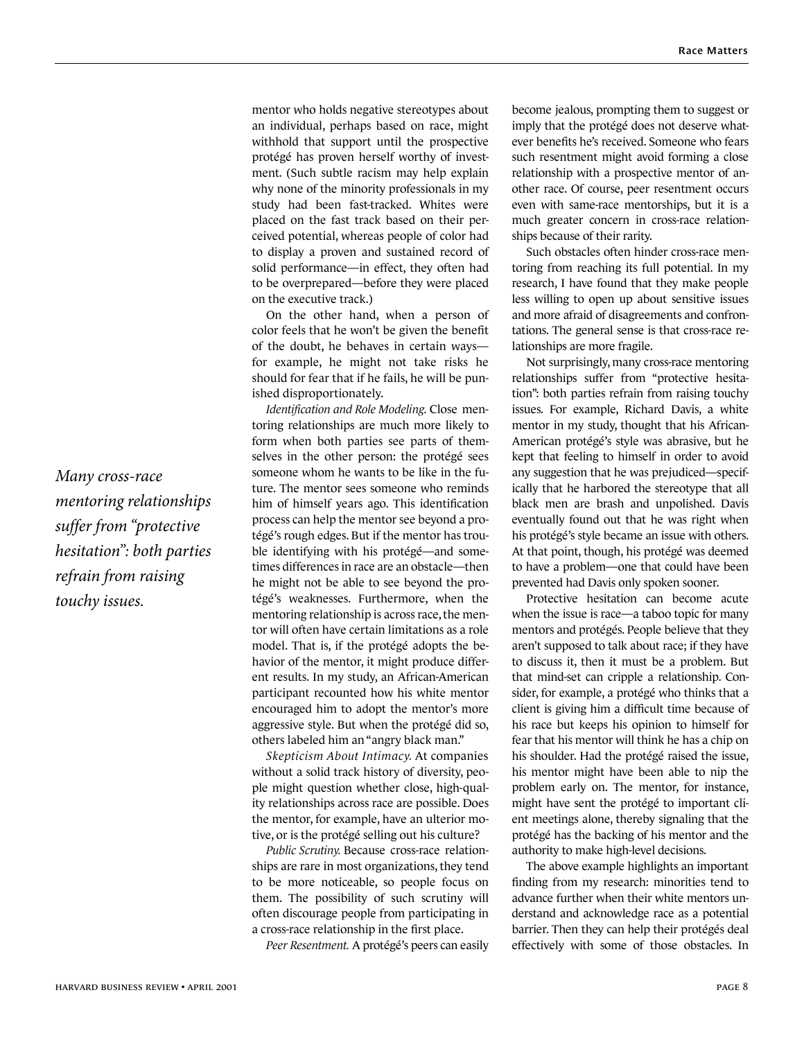mentor who holds negative stereotypes about an individual, perhaps based on race, might withhold that support until the prospective protégé has proven herself worthy of investment. (Such subtle racism may help explain why none of the minority professionals in my study had been fast-tracked. Whites were placed on the fast track based on their perceived potential, whereas people of color had to display a proven and sustained record of solid performance—in effect, they often had to be overprepared—before they were placed on the executive track.)

On the other hand, when a person of color feels that he won't be given the benefit of the doubt, he behaves in certain ways—for example, he might not take risks he should for fear that if he fails, he will be punished disproportionately.

*Identification and Role Modeling.* Close mentoring relationships are much more likely to form when both parties see parts of themselves in the other person: the protégé sees someone whom he wants to be like in the future. The mentor sees someone who reminds him of himself years ago. This identification process can help the mentor see beyond a protégé's rough edges. But if the mentor has trouble identifying with his protégé—and sometimes differences in race are an obstacle—then he might not be able to see beyond the protégé's weaknesses. Furthermore, when the mentoring relationship is across race, the mentor will often have certain limitations as a role model. That is, if the protégé adopts the behavior of the mentor, it might produce different results. In my study, an African-American participant recounted how his white mentor encouraged him to adopt the mentor's more aggressive style. But when the protégé did so, others labeled him an "angry black man."

*Skepticism About Intimacy.* At companies without a solid track history of diversity, people might question whether close, high-quality relationships across race are possible. Does the mentor, for example, have an ulterior motive, or is the protégé selling out his culture?

*Public Scrutiny.* Because cross-race relationships are rare in most organizations, they tend to be more noticeable, so people focus on them. The possibility of such scrutiny will often discourage people from participating in a cross-race relationship in the first place.

*Peer Resentment.* A protégé's peers can easily become jealous, prompting them to suggest or imply that the protégé does not deserve whatever benefits he's received. Someone who fears such resentment might avoid forming a close relationship with a prospective mentor of another race. Of course, peer resentment occurs even with same-race mentorships, but it is a much greater concern in cross-race relationships because of their rarity.

Such obstacles often hinder cross-race mentoring from reaching its full potential. In my research, I have found that they make people less willing to open up about sensitive issues and more afraid of disagreements and confrontations. The general sense is that cross-race relationships are more fragile.

*Many cross-race mentoring relationships suffer from "protective hesitation": both parties refrain from raising touchy issues.*

Not surprisingly, many cross-race mentoring relationships suffer from "protective hesitation": both parties refrain from raising touchy issues. For example, Richard Davis, a white mentor in my study, thought that his African-American protégé's style was abrasive, but he kept that feeling to himself in order to avoid any suggestion that he was prejudiced—specifically that he harbored the stereotype that all black men are brash and unpolished. Davis eventually found out that he was right when his protégé's style became an issue with others. At that point, though, his protégé was deemed to have a problem—one that could have been prevented had Davis only spoken sooner.

Protective hesitation can become acute when the issue is race—a taboo topic for many mentors and protégés. People believe that they aren't supposed to talk about race; if they have to discuss it, then it must be a problem. But that mind-set can cripple a relationship. Consider, for example, a protégé who thinks that a client is giving him a difficult time because of his race but keeps his opinion to himself for fear that his mentor will think he has a chip on his shoulder. Had the protégé raised the issue, his mentor might have been able to nip the problem early on. The mentor, for instance, might have sent the protégé to important client meetings alone, thereby signaling that the protégé has the backing of his mentor and the authority to make high-level decisions.

The above example highlights an important finding from my research: minorities tend to advance further when their white mentors understand and acknowledge race as a potential barrier. Then they can help their protégés deal effectively with some of those obstacles. In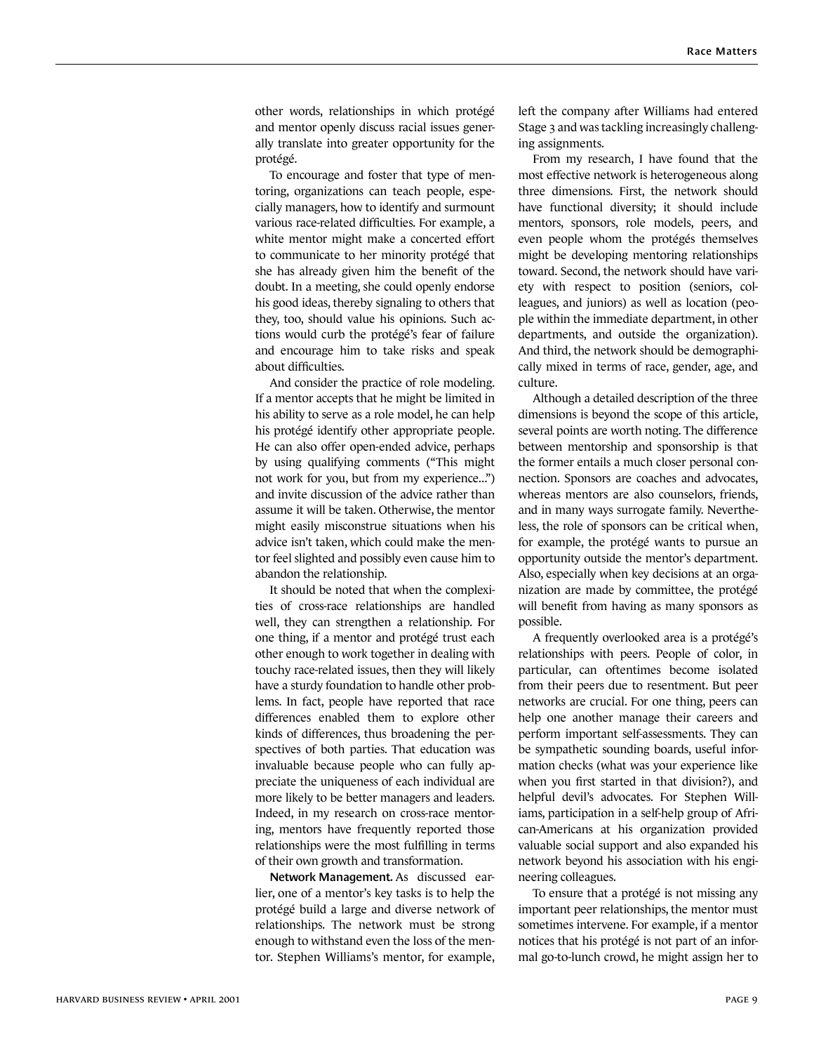other words, relationships in which protégé and mentor openly discuss racial issues generally translate into greater opportunity for the protégé.

To encourage and foster that type of mentoring, organizations can teach people, especially managers, how to identify and surmount various race-related difficulties. For example, a white mentor might make a concerted effort to communicate to her minority protégé that she has already given him the benefit of the doubt. In a meeting, she could openly endorse his good ideas, thereby signaling to others that they, too, should value his opinions. Such actions would curb the protégé's fear of failure and encourage him to take risks and speak about difficulties.

And consider the practice of role modeling. If a mentor accepts that he might be limited in his ability to serve as a role model, he can help his protégé identify other appropriate people. He can also offer open-ended advice, perhaps by using qualifying comments ("This might not work for you, but from my experience...") and invite discussion of the advice rather than assume it will be taken. Otherwise, the mentor might easily misconstrue situations when his advice isn't taken, which could make the mentor feel slighted and possibly even cause him to abandon the relationship.

It should be noted that when the complexities of cross-race relationships are handled well, they can strengthen a relationship. For one thing, if a mentor and protégé trust each other enough to work together in dealing with touchy race-related issues, then they will likely have a sturdy foundation to handle other problems. In fact, people have reported that race differences enabled them to explore other kinds of differences, thus broadening the perspectives of both parties. That education was invaluable because people who can fully appreciate the uniqueness of each individual are more likely to be better managers and leaders. Indeed, in my research on cross-race mentoring, mentors have frequently reported those relationships were the most fulfilling in terms of their own growth and transformation.

**Network Management.** As discussed earlier, one of a mentor's key tasks is to help the protégé build a large and diverse network of relationships. The network must be strong enough to withstand even the loss of the mentor. Stephen Williams's mentor, for example, left the company after Williams had entered Stage 3 and was tackling increasingly challenging assignments.

From my research, I have found that the most effective network is heterogeneous along three dimensions. First, the network should have functional diversity; it should include mentors, sponsors, role models, peers, and even people whom the protégés themselves might be developing mentoring relationships toward. Second, the network should have variety with respect to position (seniors, colleagues, and juniors) as well as location (people within the immediate department, in other departments, and outside the organization). And third, the network should be demographically mixed in terms of race, gender, age, and culture.

Although a detailed description of the three dimensions is beyond the scope of this article, several points are worth noting. The difference between mentorship and sponsorship is that the former entails a much closer personal connection. Sponsors are coaches and advocates, whereas mentors are also counselors, friends, and in many ways surrogate family. Nevertheless, the role of sponsors can be critical when, for example, the protégé wants to pursue an opportunity outside the mentor's department. Also, especially when key decisions at an organization are made by committee, the protégé will benefit from having as many sponsors as possible.

A frequently overlooked area is a protégé's relationships with peers. People of color, in particular, can oftentimes become isolated from their peers due to resentment. But peer networks are crucial. For one thing, peers can help one another manage their careers and perform important self-assessments. They can be sympathetic sounding boards, useful information checks (what was your experience like when you first started in that division?), and helpful devil's advocates. For Stephen Williams, participation in a self-help group of African-Americans at his organization provided valuable social support and also expanded his network beyond his association with his engineering colleagues.

To ensure that a protégé is not missing any important peer relationships, the mentor must sometimes intervene. For example, if a mentor notices that his protégé is not part of an informal go-to-lunch crowd, he might assign her to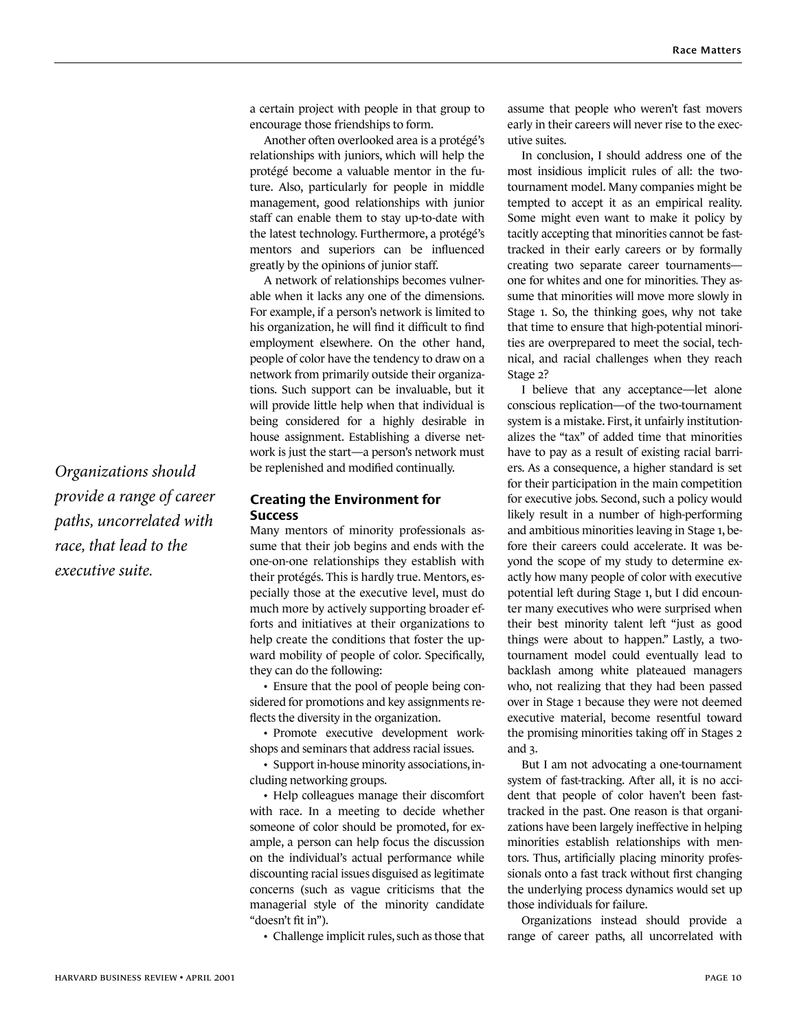a certain project with people in that group to encourage those friendships to form.

Another often overlooked area is a protégé's relationships with juniors, which will help the protégé become a valuable mentor in the future. Also, particularly for people in middle management, good relationships with junior staff can enable them to stay up-to-date with the latest technology. Furthermore, a protégé's mentors and superiors can be influenced greatly by the opinions of junior staff.

A network of relationships becomes vulnerable when it lacks any one of the dimensions. For example, if a person's network is limited to his organization, he will find it difficult to find employment elsewhere. On the other hand, people of color have the tendency to draw on a network from primarily outside their organizations. Such support can be invaluable, but it will provide little help when that individual is being considered for a highly desirable in house assignment. Establishing a diverse network is just the start—a person's network must be replenished and modified continually.

*Organizations should provide a range of career paths, uncorrelated with race, that lead to the executive suite.*

### Creating the Environment for Success

Many mentors of minority professionals assume that their job begins and ends with the one-on-one relationships they establish with their protégés. This is hardly true. Mentors, especially those at the executive level, must do much more by actively supporting broader efforts and initiatives at their organizations to help create the conditions that foster the upward mobility of people of color. Specifically, they can do the following:

- Ensure that the pool of people being considered for promotions and key assignments reflects the diversity in the organization.
- Promote executive development workshops and seminars that address racial issues.
- Support in-house minority associations, including networking groups.
- Help colleagues manage their discomfort with race. In a meeting to decide whether someone of color should be promoted, for example, a person can help focus the discussion on the individual's actual performance while discounting racial issues disguised as legitimate concerns (such as vague criticisms that the managerial style of the minority candidate "doesn't fit in").
- Challenge implicit rules, such as those that assume that people who weren't fast movers early in their careers will never rise to the executive suites.

In conclusion, I should address one of the most insidious implicit rules of all: the two-tournament model. Many companies might be tempted to accept it as an empirical reality. Some might even want to make it policy by tacitly accepting that minorities cannot be fast-tracked in their early careers or by formally creating two separate career tournaments—one for whites and one for minorities. They assume that minorities will move more slowly in Stage 1. So, the thinking goes, why not take that time to ensure that high-potential minorities are overprepared to meet the social, technical, and racial challenges when they reach Stage 2?

I believe that any acceptance—let alone conscious replication—of the two-tournament system is a mistake. First, it unfairly institutionalizes the "tax" of added time that minorities have to pay as a result of existing racial barriers. As a consequence, a higher standard is set for their participation in the main competition for executive jobs. Second, such a policy would likely result in a number of high-performing and ambitious minorities leaving in Stage 1, before their careers could accelerate. It was beyond the scope of my study to determine exactly how many people of color with executive potential left during Stage 1, but I did encounter many executives who were surprised when their best minority talent left "just as good things were about to happen." Lastly, a two-tournament model could eventually lead to backlash among white plateaued managers who, not realizing that they had been passed over in Stage 1 because they were not deemed executive material, become resentful toward the promising minorities taking off in Stages 2 and 3.

But I am not advocating a one-tournament system of fast-tracking. After all, it is no accident that people of color haven't been fast-tracked in the past. One reason is that organizations have been largely ineffective in helping minorities establish relationships with mentors. Thus, artificially placing minority professionals onto a fast track without first changing the underlying process dynamics would set up those individuals for failure.

Organizations instead should provide a range of career paths, all uncorrelated with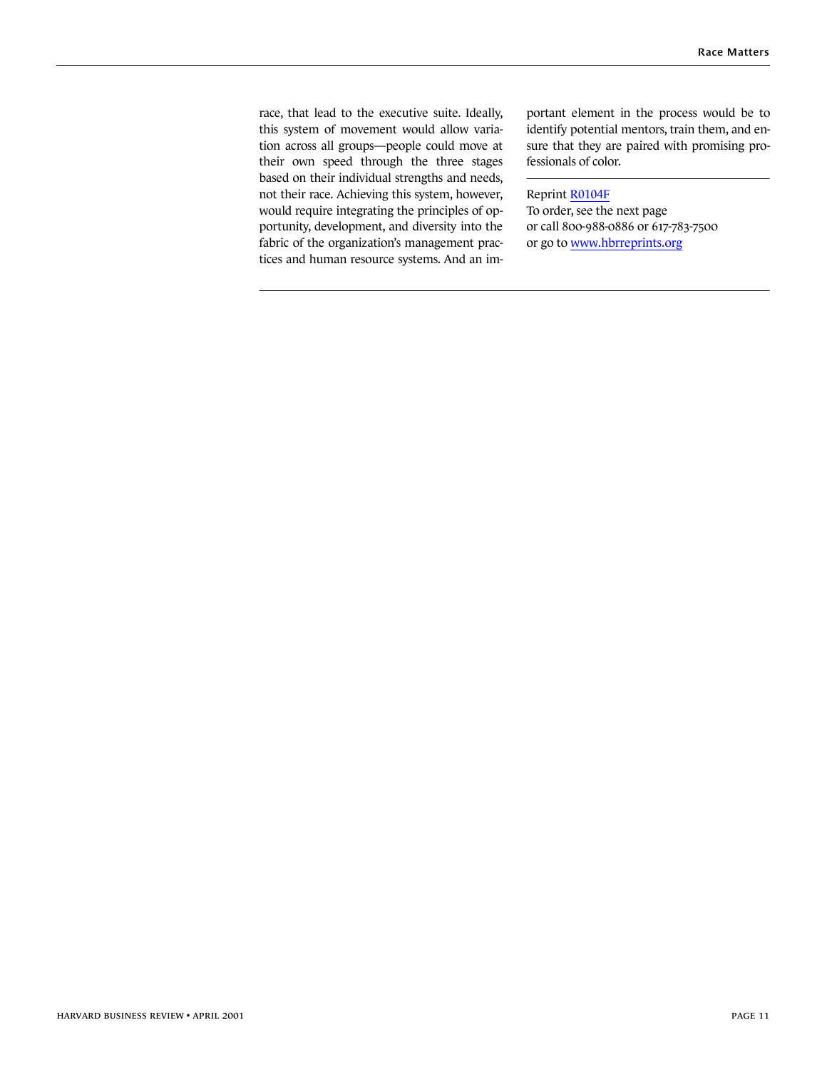race, that lead to the executive suite. Ideally, this system of movement would allow variation across all groups—people could move at their own speed through the three stages based on their individual strengths and needs, not their race. Achieving this system, however, would require integrating the principles of opportunity, development, and diversity into the fabric of the organization's management practices and human resource systems. And an important element in the process would be to identify potential mentors, train them, and ensure that they are paired with promising professionals of color.

Reprint R0104F
To order, see the next page
or call 800-988-0886 or 617-783-7500
or go to www.hbrreprints.org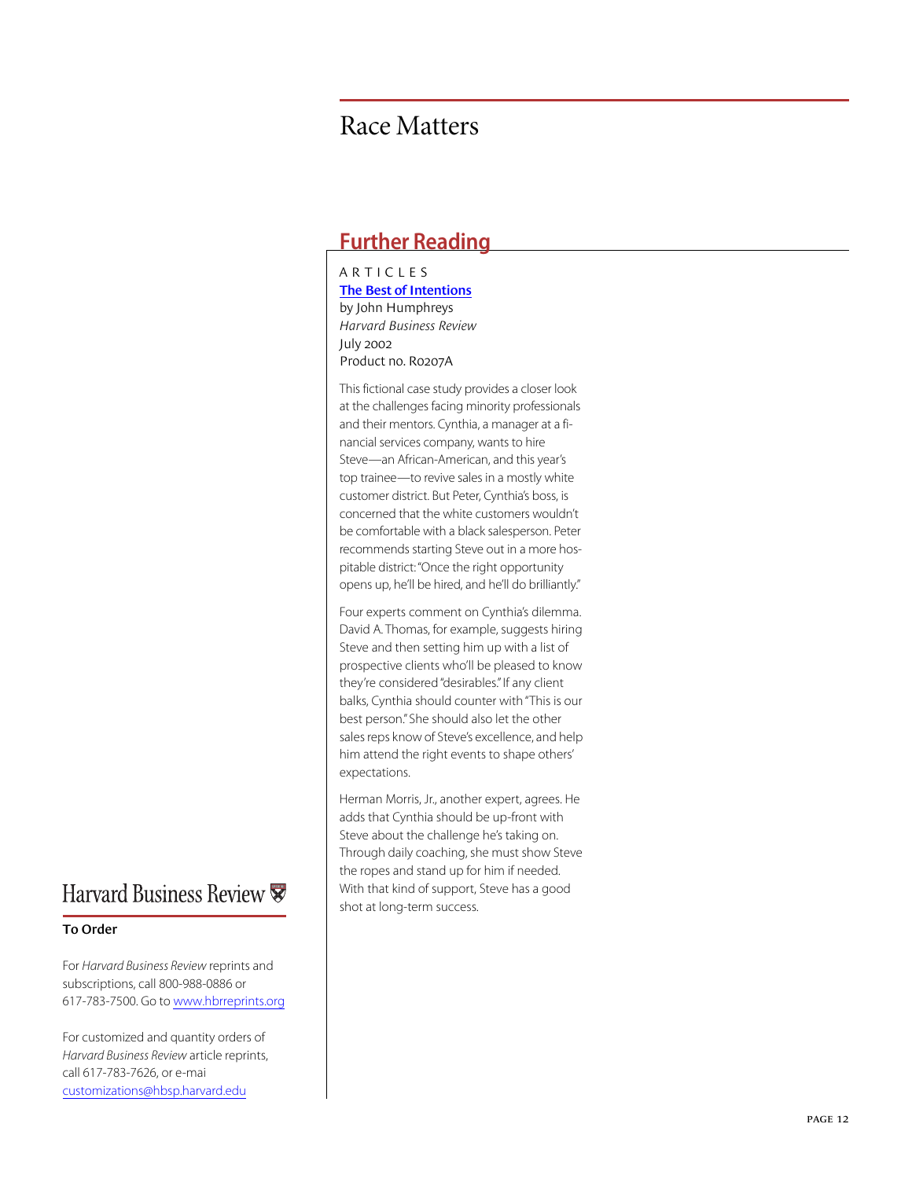# Race Matters

## Further Reading

ARTICLES

**The Best of Intentions**
by John Humphreys
*Harvard Business Review*
July 2002
Product no. R0207A

This fictional case study provides a closer look at the challenges facing minority professionals and their mentors. Cynthia, a manager at a financial services company, wants to hire Steve—an African-American, and this year's top trainee—to revive sales in a mostly white customer district. But Peter, Cynthia's boss, is concerned that the white customers wouldn't be comfortable with a black salesperson. Peter recommends starting Steve out in a more hospitable district: "Once the right opportunity opens up, he'll be hired, and he'll do brilliantly."

Four experts comment on Cynthia's dilemma. David A. Thomas, for example, suggests hiring Steve and then setting him up with a list of prospective clients who'll be pleased to know they're considered "desirables." If any client balks, Cynthia should counter with "This is our best person." She should also let the other sales reps know of Steve's excellence, and help him attend the right events to shape others' expectations.

Herman Morris, Jr., another expert, agrees. He adds that Cynthia should be up-front with Steve about the challenge he's taking on. Through daily coaching, she must show Steve the ropes and stand up for him if needed. With that kind of support, Steve has a good shot at long-term success.

Harvard Business Review

**To Order**

For *Harvard Business Review* reprints and subscriptions, call 800-988-0886 or 617-783-7500. Go to www.hbrreprints.org

For customized and quantity orders of *Harvard Business Review* article reprints, call 617-783-7626, or e-mai customizations@hbsp.harvard.edu